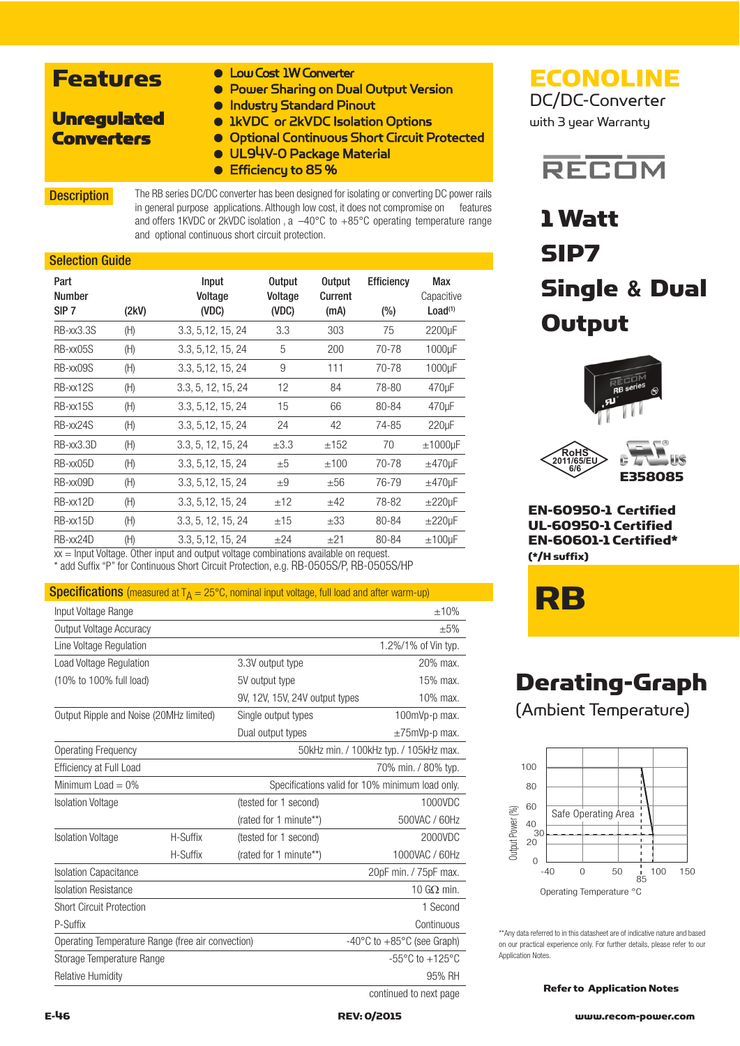# ECONOLINE

DC/DC-Converter

with 3 year Warranty

RECOM

## 1 Watt SIP7 Single & Dual Output

RoHS 2011/65/EU 6/6

E358085

**EN-60950-1 Certified**
**UL-60950-1 Certified**
**EN-60601-1 Certified***
**(*/H suffix)**

# RB

## Features

### Unregulated Converters

- Low Cost 1W Converter
- Power Sharing on Dual Output Version
- Industry Standard Pinout
- 1kVDC or 2kVDC Isolation Options
- Optional Continuous Short Circuit Protected
- UL94V-0 Package Material
- Efficiency to 85 %

## Description

The RB series DC/DC converter has been designed for isolating or converting DC power rails in general purpose applications. Although low cost, it does not compromise on features and offers 1KVDC or 2kVDC isolation , a –40°C to +85°C operating temperature range and optional continuous short circuit protection.

## Selection Guide

| Part Number SIP 7 | (2kV) | Input Voltage (VDC) | Output Voltage (VDC) | Output Current (mA) | Efficiency (%) | Max Capacitive Load[1] |
|---|---|---|---|---|---|---|
| RB-xx3.3S | (H) | 3.3, 5,12, 15, 24 | 3.3 | 303 | 75 | 2200µF |
| RB-xx05S | (H) | 3.3, 5,12, 15, 24 | 5 | 200 | 70-78 | 1000µF |
| RB-xx09S | (H) | 3.3, 5,12, 15, 24 | 9 | 111 | 70-78 | 1000µF |
| RB-xx12S | (H) | 3.3, 5, 12, 15, 24 | 12 | 84 | 78-80 | 470µF |
| RB-xx15S | (H) | 3.3, 5,12, 15, 24 | 15 | 66 | 80-84 | 470µF |
| RB-xx24S | (H) | 3.3, 5,12, 15, 24 | 24 | 42 | 74-85 | 220µF |
| RB-xx3.3D | (H) | 3.3, 5, 12, 15, 24 | ±3.3 | ±152 | 70 | ±1000µF |
| RB-xx05D | (H) | 3.3, 5,12, 15, 24 | ±5 | ±100 | 70-78 | ±470µF |
| RB-xx09D | (H) | 3.3, 5,12, 15, 24 | ±9 | ±56 | 76-79 | ±470µF |
| RB-xx12D | (H) | 3.3, 5,12, 15, 24 | ±12 | ±42 | 78-82 | ±220µF |
| RB-xx15D | (H) | 3.3, 5, 12, 15, 24 | ±15 | ±33 | 80-84 | ±220µF |
| RB-xx24D | (H) | 3.3, 5,12, 15, 24 | ±24 | ±21 | 80-84 | ±100µF |

xx = Input Voltage. Other input and output voltage combinations available on request.
* add Suffix "P" for Continuous Short Circuit Protection, e.g. RB-0505S/P, RB-0505S/HP

## Specifications (measured at $T_A$ = 25°C, nominal input voltage, full load and after warm-up)

| | | | |
|---|---|---|---|
| Input Voltage Range | | | ±10% |
| Output Voltage Accuracy | | | ±5% |
| Line Voltage Regulation | | | 1.2%/1% of Vin typ. |
| Load Voltage Regulation | | 3.3V output type | 20% max. |
| (10% to 100% full load) | | 5V output type | 15% max. |
| | | 9V, 12V, 15V, 24V output types | 10% max. |
| Output Ripple and Noise (20MHz limited) | | Single output types | 100mVp-p max. |
| | | Dual output types | ±75mVp-p max. |
| Operating Frequency | | | 50kHz min. / 100kHz typ. / 105kHz max. |
| Efficiency at Full Load | | | 70% min. / 80% typ. |
| Minimum Load = 0% | | | Specifications valid for 10% minimum load only. |
| Isolation Voltage | | (tested for 1 second) | 1000VDC |
| | | (rated for 1 minute**) | 500VAC / 60Hz |
| Isolation Voltage | H-Suffix | (tested for 1 second) | 2000VDC |
| | H-Suffix | (rated for 1 minute**) | 1000VAC / 60Hz |
| Isolation Capacitance | | | 20pF min. / 75pF max. |
| Isolation Resistance | | | 10 GΩ min. |
| Short Circuit Protection | | | 1 Second |
| P-Suffix | | | Continuous |
| Operating Temperature Range (free air convection) | | | -40°C to +85°C (see Graph) |
| Storage Temperature Range | | | -55°C to +125°C |
| Relative Humidity | | | 95% RH |

continued to next page

## Derating-Graph

(Ambient Temperature)

Output Power (%) vs. Operating Temperature °C — Safe Operating Area (100% up to 85°C, derating to 0% at 100°C)

**Any data referred to in this datasheet are of indicative nature and based on our practical experience only. For further details, please refer to our Application Notes.

**Refer to Application Notes**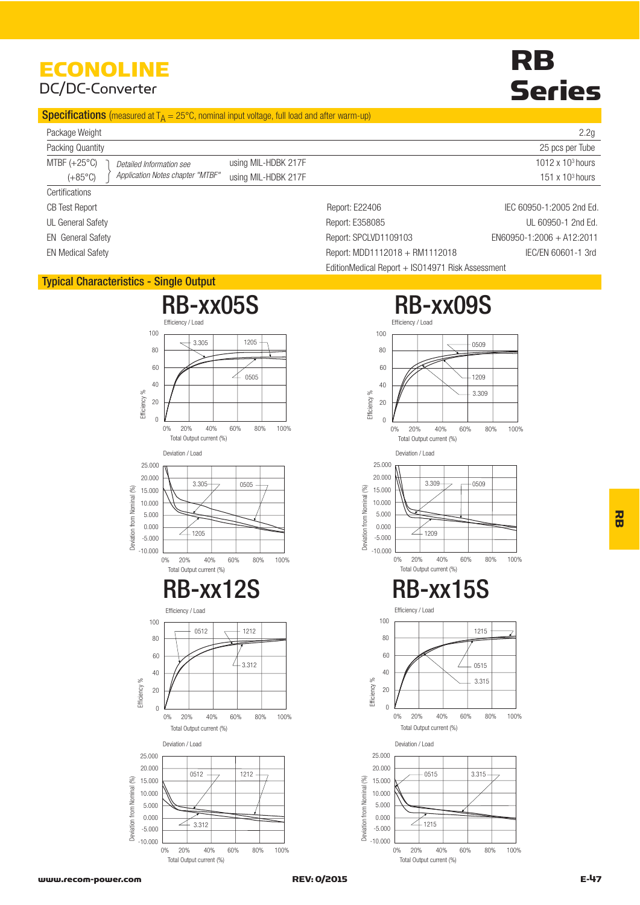# ECONOLINE

DC/DC-Converter

# RB Series

## Specifications (measured at $T_A$ = 25°C, nominal input voltage, full load and after warm-up)

| | | |
|---|---|---|
| Package Weight | | 2.2g |
| Packing Quantity | | 25 pcs per Tube |
| MTBF (+25°C) | *Detailed Information see* using MIL-HDBK 217F | 1012 x $10^3$ hours |
| (+85°C) | *Application Notes chapter "MTBF"* using MIL-HDBK 217F | 151 x $10^3$ hours |
| Certifications | | |
| CB Test Report | Report: E22406 | IEC 60950-1:2005 2nd Ed. |
| UL General Safety | Report: E358085 | UL 60950-1 2nd Ed. |
| EN General Safety | Report: SPCLVD1109103 | EN60950-1:2006 + A12:2011 |
| EN Medical Safety | Report: MDD1112018 + RM1112018 | IEC/EN 60601-1 3rd |
| | EditionMedical Report + ISO14971 Risk Assessment | |

## Typical Characteristics - Single Output

### RB-xx05S

Efficiency / Load

Deviation / Load

### RB-xx09S

Efficiency / Load

Deviation / Load

### RB-xx12S

Efficiency / Load

Deviation / Load

### RB-xx15S

Efficiency / Load

Deviation / Load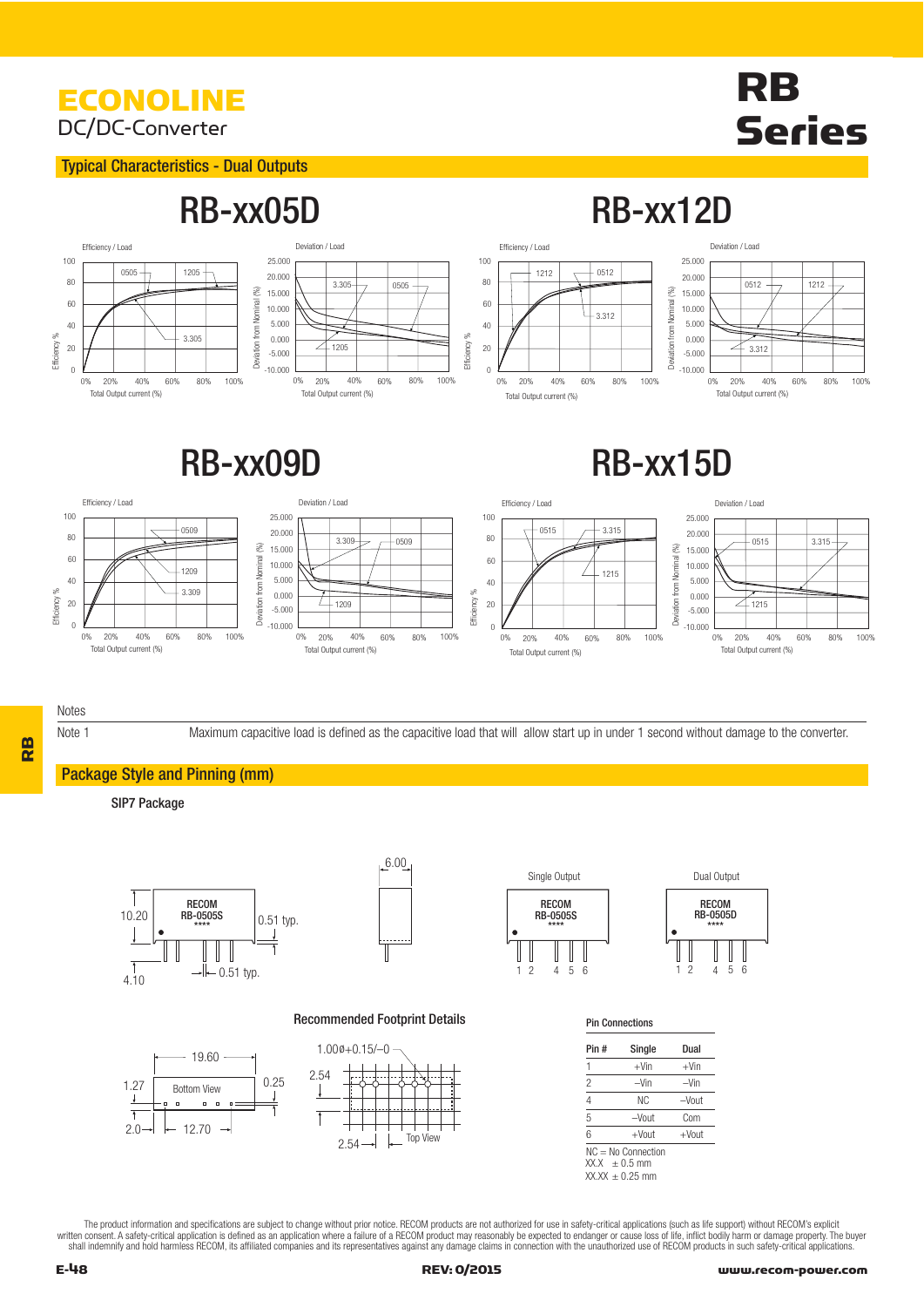# ECONOLINE

DC/DC-Converter

# RB Series

## Typical Characteristics - Dual Outputs

### RB-xx05D

Efficiency / Load

100
80
60
40
20
0
Efficiency %
0505
1205
3.305
0% 20% 40% 60% 80% 100%
Total Output current (%)

Deviation / Load

25.000
20.000
15.000
10.000
5.000
0.000
-5.000
-10.000
Deviation from Nominal (%)
3.305
0505
1205
0% 20% 40% 60% 80% 100%
Total Output current (%)

### RB-xx12D

Efficiency / Load

100
80
60
40
20
0
Efficiency %
1212
0512
3.312
0% 20% 40% 60% 80% 100%
Total Output current (%)

Deviation / Load

25.000
20.000
15.000
10.000
5.000
0.000
-5.000
-10.000
Deviation from Nominal (%)
0512
1212
3.312
0% 20% 40% 60% 80% 100%
Total Output current (%)

### RB-xx09D

Efficiency / Load

100
80
60
40
20
0
Efficiency %
0509
1209
3.309
0% 20% 40% 60% 80% 100%
Total Output current (%)

Deviation / Load

25.000
20.000
15.000
10.000
5.000
0.000
-5.000
-10.000
Deviation from Nominal (%)
3.309
0509
1209
0% 20% 40% 60% 80% 100%
Total Output current (%)

### RB-xx15D

Efficiency / Load

100
80
60
40
20
0
Efficiency %
0515
3.315
1215
0% 20% 40% 60% 80% 100%
Total Output current (%)

Deviation / Load

25.000
20.000
15.000
10.000
5.000
0.000
-5.000
-10.000
Deviation from Nominal (%)
0515
3.315
1215
0% 20% 40% 60% 80% 100%
Total Output current (%)

### Notes

Note 1 Maximum capacitive load is defined as the capacitive load that will allow start up in under 1 second without damage to the converter.

## Package Style and Pinning (mm)

### SIP7 Package

RECOM
RB-0505S
****
10.20
0.51 typ.
4.10
0.51 typ.
6.00

Single Output
RECOM
RB-0505S
****
1 2 4 5 6

Dual Output
RECOM
RB-0505D
****
1 2 4 5 6

### Recommended Footprint Details

19.60
1.27
Bottom View
0.25
2.0
12.70

1.00ø+0.15/–0
2.54
2.54
Top View

**Pin Connections**

| Pin # | Single | Dual |
|---|---|---|
| 1 | +Vin | +Vin |
| 2 | –Vin | –Vin |
| 4 | NC | –Vout |
| 5 | –Vout | Com |
| 6 | +Vout | +Vout |

NC = No Connection
XX.X ± 0.5 mm
XX.XX ± 0.25 mm

The product information and specifications are subject to change without prior notice. RECOM products are not authorized for use in safety-critical applications (such as life support) without RECOM's explicit written consent. A safety-critical application is defined as an application where a failure of a RECOM product may reasonably be expected to endanger or cause loss of life, inflict bodily harm or damage property. The buyer shall indemnify and hold harmless RECOM, its affiliated companies and its representatives against any damage claims in connection with the unauthorized use of RECOM products in such safety-critical applications.